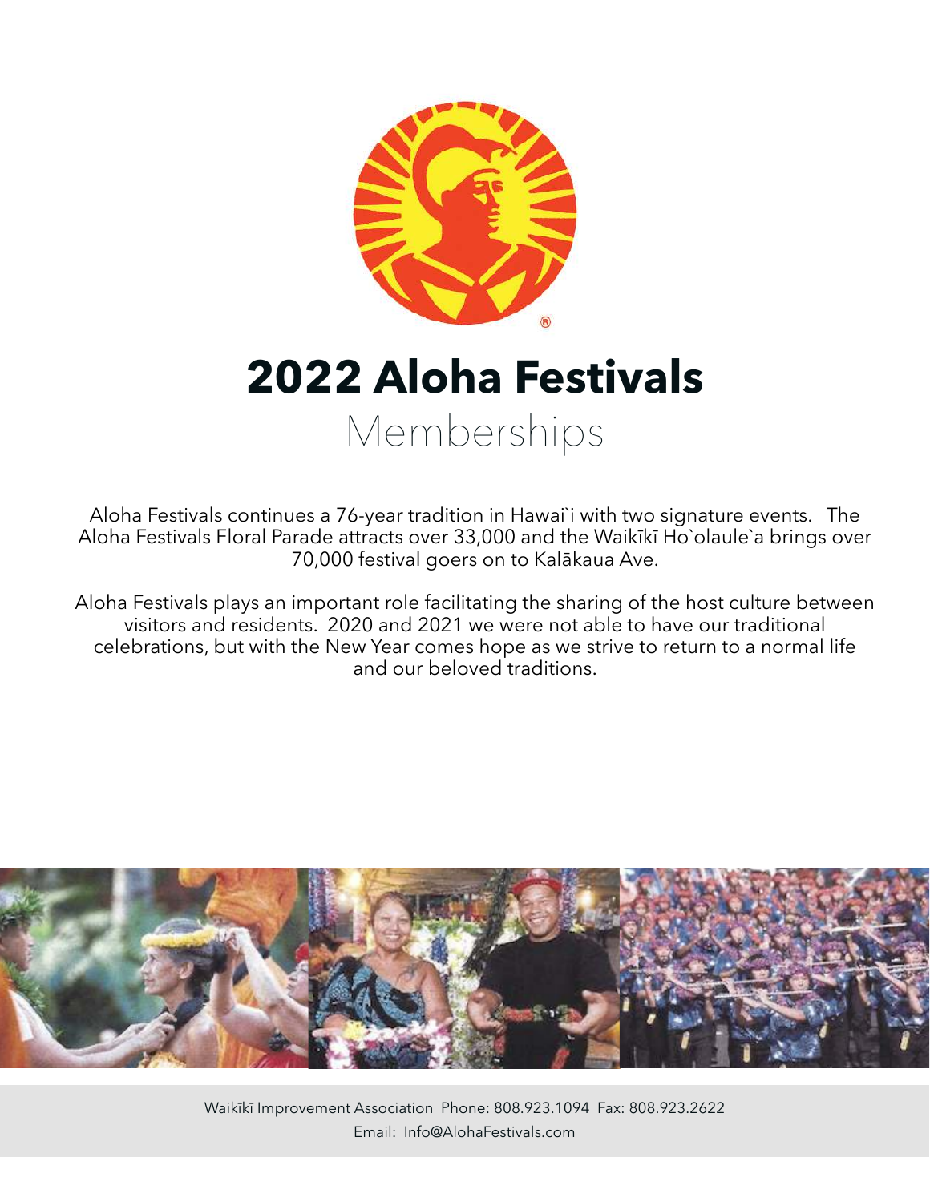# 2022 Aloha Festivals

## Memberships

Aloha Festivals continues a 76-year tradition in Hawai`i with two signature events. The Aloha Festivals Floral Parade attracts over 33,000 and the Waikīkī Ho`olaule`a brings over 70,000 festival goers on to Kalākaua Ave.

Aloha Festivals plays an important role facilitating the sharing of the host culture between visitors and residents. 2020 and 2021 we were not able to have our traditional celebrations, but with the New Year comes hope as we strive to return to a normal life and our beloved traditions.

Waikīkī Improvement Association Phone: 808.923.1094 Fax: 808.923.2622
Email: Info@AlohaFestivals.com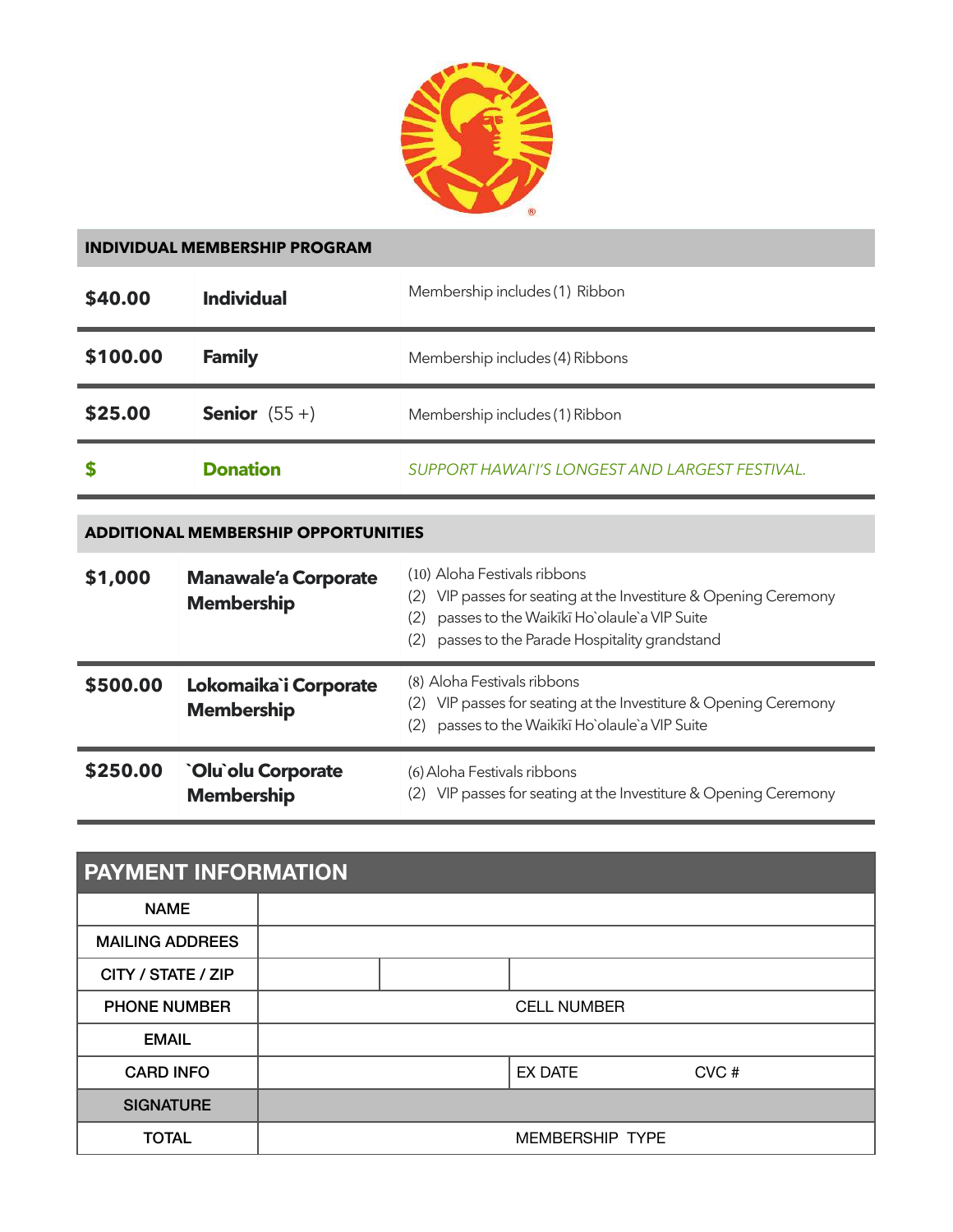## INDIVIDUAL MEMBERSHIP PROGRAM

| | | |
|---|---|---|
| **$40.00** | **Individual** | Membership includes (1) Ribbon |
| **$100.00** | **Family** | Membership includes (4) Ribbons |
| **$25.00** | **Senior** (55 +) | Membership includes (1) Ribbon |
| **$** | **Donation** | *SUPPORT HAWAI`I'S LONGEST AND LARGEST FESTIVAL.* |

## ADDITIONAL MEMBERSHIP OPPORTUNITIES

| | | |
|---|---|---|
| **$1,000** | **Manawale'a Corporate Membership** | (10) Aloha Festivals ribbons<br>(2) VIP passes for seating at the Investiture & Opening Ceremony<br>(2) passes to the Waikīkī Ho`olaule`a VIP Suite<br>(2) passes to the Parade Hospitality grandstand |
| **$500.00** | **Lokomaika`i Corporate Membership** | (8) Aloha Festivals ribbons<br>(2) VIP passes for seating at the Investiture & Opening Ceremony<br>(2) passes to the Waikīkī Ho`olaule`a VIP Suite |
| **$250.00** | **`Olu`olu Corporate Membership** | (6) Aloha Festivals ribbons<br>(2) VIP passes for seating at the Investiture & Opening Ceremony |

## PAYMENT INFORMATION

| | | | |
|---|---|---|---|
| NAME | | | |
| MAILING ADDREES | | | |
| CITY / STATE / ZIP | | | |
| PHONE NUMBER | | CELL NUMBER | |
| EMAIL | | | |
| CARD INFO | | EX DATE | CVC # |
| SIGNATURE | | | |
| TOTAL | | MEMBERSHIP TYPE | |